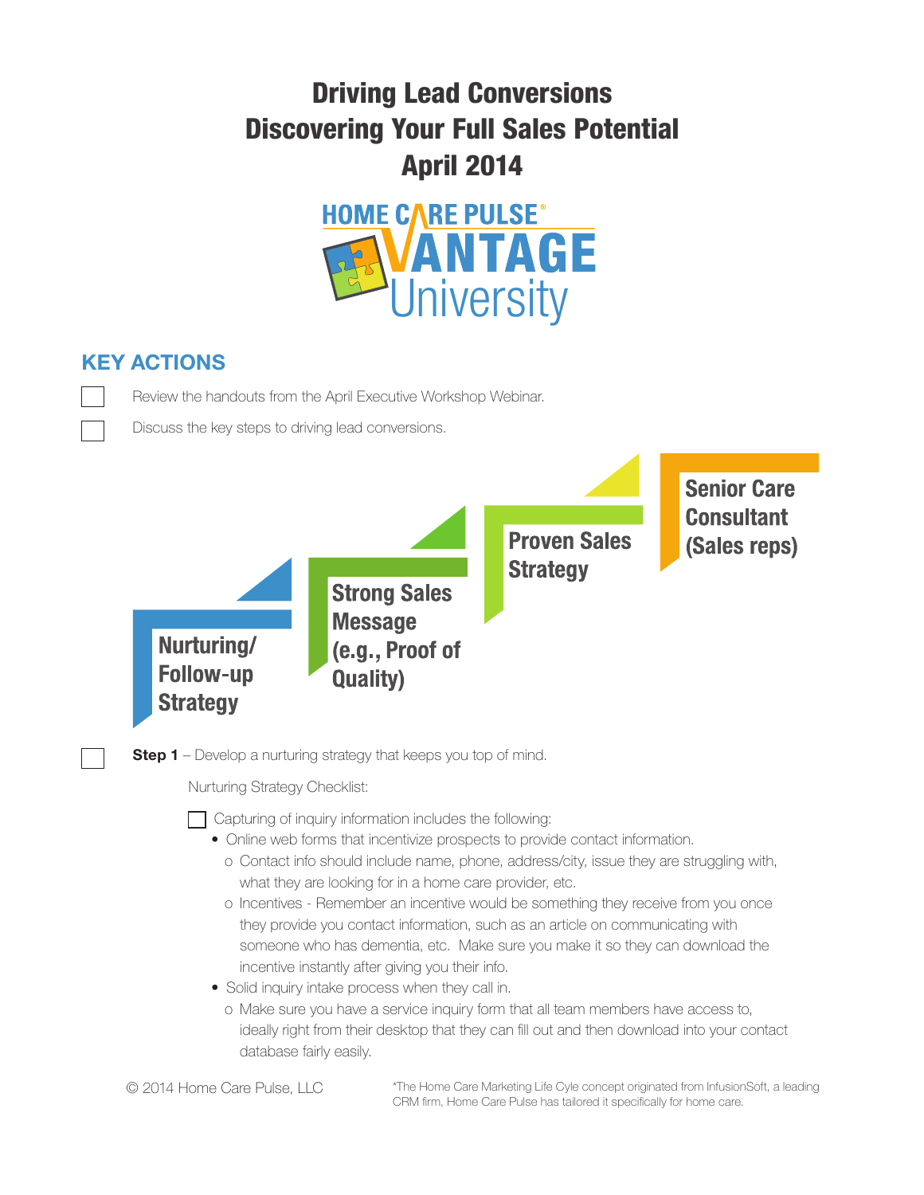# Driving Lead Conversions
# Discovering Your Full Sales Potential
# April 2014

HOME CARE PULSE® VANTAGE University

## KEY ACTIONS

- [ ] Review the handouts from the April Executive Workshop Webinar.
- [ ] Discuss the key steps to driving lead conversions.

**Nurturing/ Follow-up Strategy** → **Strong Sales Message (e.g., Proof of Quality)** → **Proven Sales Strategy** → **Senior Care Consultant (Sales reps)**

- [ ] **Step 1** – Develop a nurturing strategy that keeps you top of mind.

  Nurturing Strategy Checklist:

  - [ ] Capturing of inquiry information includes the following:
    - Online web forms that incentivize prospects to provide contact information.
      - o Contact info should include name, phone, address/city, issue they are struggling with, what they are looking for in a home care provider, etc.
      - o Incentives - Remember an incentive would be something they receive from you once they provide you contact information, such as an article on communicating with someone who has dementia, etc. Make sure you make it so they can download the incentive instantly after giving you their info.
    - Solid inquiry intake process when they call in.
      - o Make sure you have a service inquiry form that all team members have access to, ideally right from their desktop that they can fill out and then download into your contact database fairly easily.

© 2014 Home Care Pulse, LLC

*The Home Care Marketing Life Cyle concept originated from InfusionSoft, a leading CRM firm, Home Care Pulse has tailored it specifically for home care.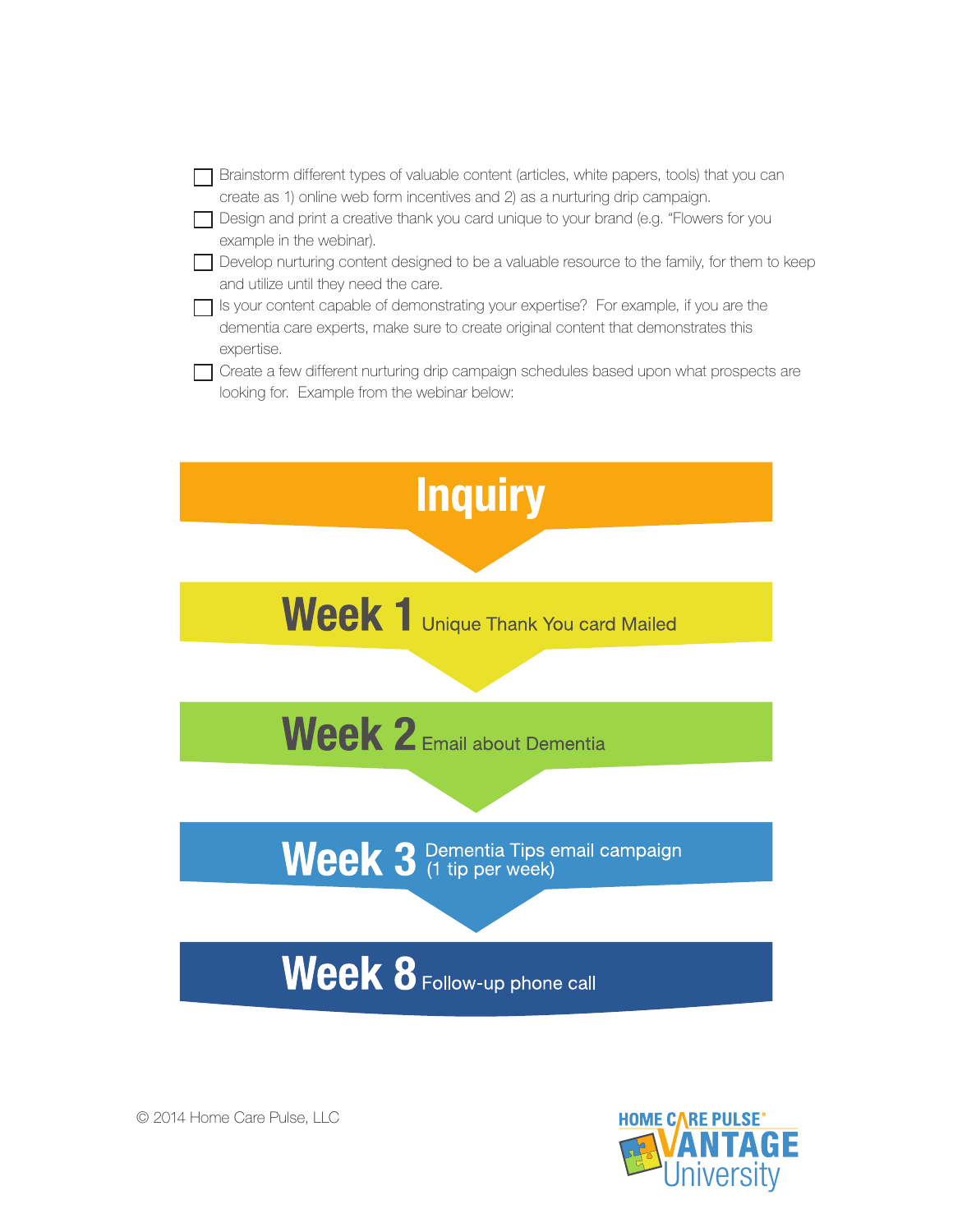- [ ] Brainstorm different types of valuable content (articles, white papers, tools) that you can create as 1) online web form incentives and 2) as a nurturing drip campaign.
- [ ] Design and print a creative thank you card unique to your brand (e.g. "Flowers for you example in the webinar).
- [ ] Develop nurturing content designed to be a valuable resource to the family, for them to keep and utilize until they need the care.
- [ ] Is your content capable of demonstrating your expertise? For example, if you are the dementia care experts, make sure to create original content that demonstrates this expertise.
- [ ] Create a few different nurturing drip campaign schedules based upon what prospects are looking for. Example from the webinar below:

**Inquiry**

**Week 1** Unique Thank You card Mailed

**Week 2** Email about Dementia

**Week 3** Dementia Tips email campaign (1 tip per week)

**Week 8** Follow-up phone call

© 2014 Home Care Pulse, LLC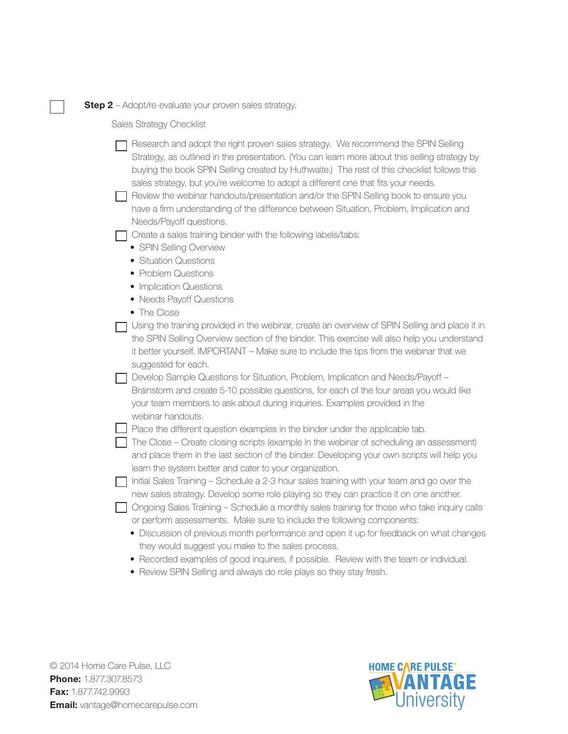- [ ] **Step 2** – Adopt/re-evaluate your proven sales strategy.

  Sales Strategy Checklist

  - [ ] Research and adopt the right proven sales strategy. We recommend the SPIN Selling Strategy, as outlined in the presentation. (You can learn more about this selling strategy by buying the book SPIN Selling created by Huthwaite.) The rest of this checklist follows this sales strategy, but you're welcome to adopt a different one that fits your needs.
  - [ ] Review the webinar handouts/presentation and/or the SPIN Selling book to ensure you have a firm understanding of the difference between Situation, Problem, Implication and Needs/Payoff questions.
  - [ ] Create a sales training binder with the following labels/tabs:
    - SPIN Selling Overview
    - Situation Questions
    - Problem Questions
    - Implication Questions
    - Needs Payoff Questions
    - The Close
  - [ ] Using the training provided in the webinar, create an overview of SPIN Selling and place it in the SPIN Selling Overview section of the binder. This exercise will also help you understand it better yourself. IMPORTANT – Make sure to include the tips from the webinar that we suggested for each.
  - [ ] Develop Sample Questions for Situation, Problem, Implication and Needs/Payoff – Brainstorm and create 5-10 possible questions, for each of the four areas you would like your team members to ask about during inquiries. Examples provided in the webinar handouts.
  - [ ] Place the different question examples in the binder under the applicable tab.
  - [ ] The Close – Create closing scripts (example in the webinar of scheduling an assessment) and place them in the last section of the binder. Developing your own scripts will help you learn the system better and cater to your organization.
  - [ ] Initial Sales Training – Schedule a 2-3 hour sales training with your team and go over the new sales strategy. Develop some role playing so they can practice it on one another.
  - [ ] Ongoing Sales Training – Schedule a monthly sales training for those who take inquiry calls or perform assessments. Make sure to include the following components:
    - Discussion of previous month performance and open it up for feedback on what changes they would suggest you make to the sales process.
    - Recorded examples of good inquiries, if possible. Review with the team or individual.
    - Review SPIN Selling and always do role plays so they stay fresh.

© 2014 Home Care Pulse, LLC
**Phone:** 1.877.307.8573
**Fax:** 1.877.742.9993
**Email:** vantage@homecarepulse.com

HOME CARE PULSE® VANTAGE University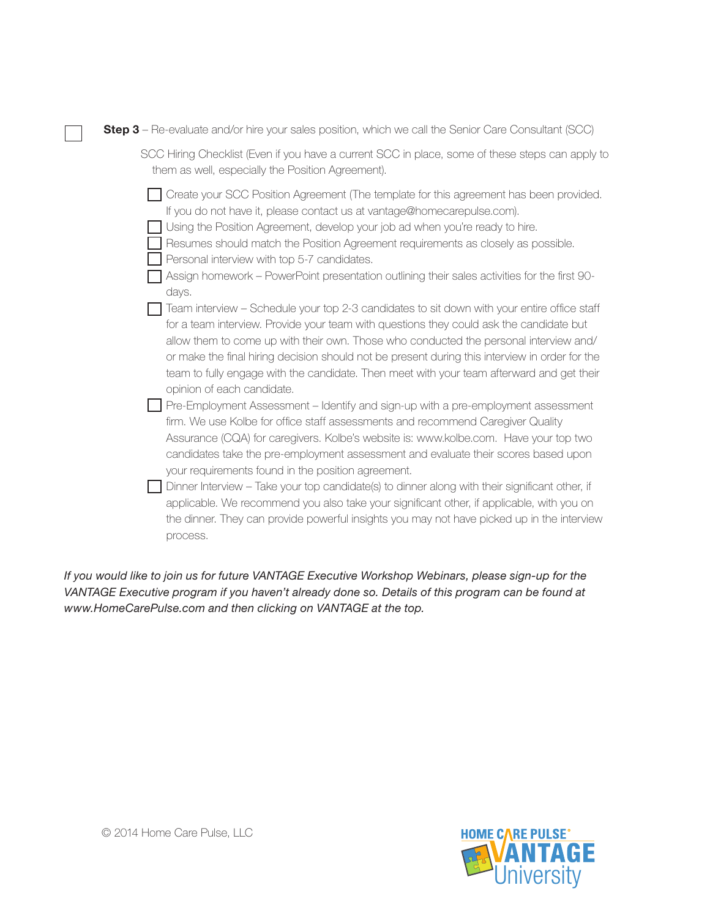- [ ] **Step 3** – Re-evaluate and/or hire your sales position, which we call the Senior Care Consultant (SCC)

  SCC Hiring Checklist (Even if you have a current SCC in place, some of these steps can apply to them as well, especially the Position Agreement).

  - [ ] Create your SCC Position Agreement (The template for this agreement has been provided. If you do not have it, please contact us at vantage@homecarepulse.com).
  - [ ] Using the Position Agreement, develop your job ad when you're ready to hire.
  - [ ] Resumes should match the Position Agreement requirements as closely as possible.
  - [ ] Personal interview with top 5-7 candidates.
  - [ ] Assign homework – PowerPoint presentation outlining their sales activities for the first 90-days.
  - [ ] Team interview – Schedule your top 2-3 candidates to sit down with your entire office staff for a team interview. Provide your team with questions they could ask the candidate but allow them to come up with their own. Those who conducted the personal interview and/or make the final hiring decision should not be present during this interview in order for the team to fully engage with the candidate. Then meet with your team afterward and get their opinion of each candidate.
  - [ ] Pre-Employment Assessment – Identify and sign-up with a pre-employment assessment firm. We use Kolbe for office staff assessments and recommend Caregiver Quality Assurance (CQA) for caregivers. Kolbe's website is: www.kolbe.com. Have your top two candidates take the pre-employment assessment and evaluate their scores based upon your requirements found in the position agreement.
  - [ ] Dinner Interview – Take your top candidate(s) to dinner along with their significant other, if applicable. We recommend you also take your significant other, if applicable, with you on the dinner. They can provide powerful insights you may not have picked up in the interview process.

*If you would like to join us for future VANTAGE Executive Workshop Webinars, please sign-up for the VANTAGE Executive program if you haven't already done so. Details of this program can be found at www.HomeCarePulse.com and then clicking on VANTAGE at the top.*

© 2014 Home Care Pulse, LLC

HOME CARE PULSE® VANTAGE University